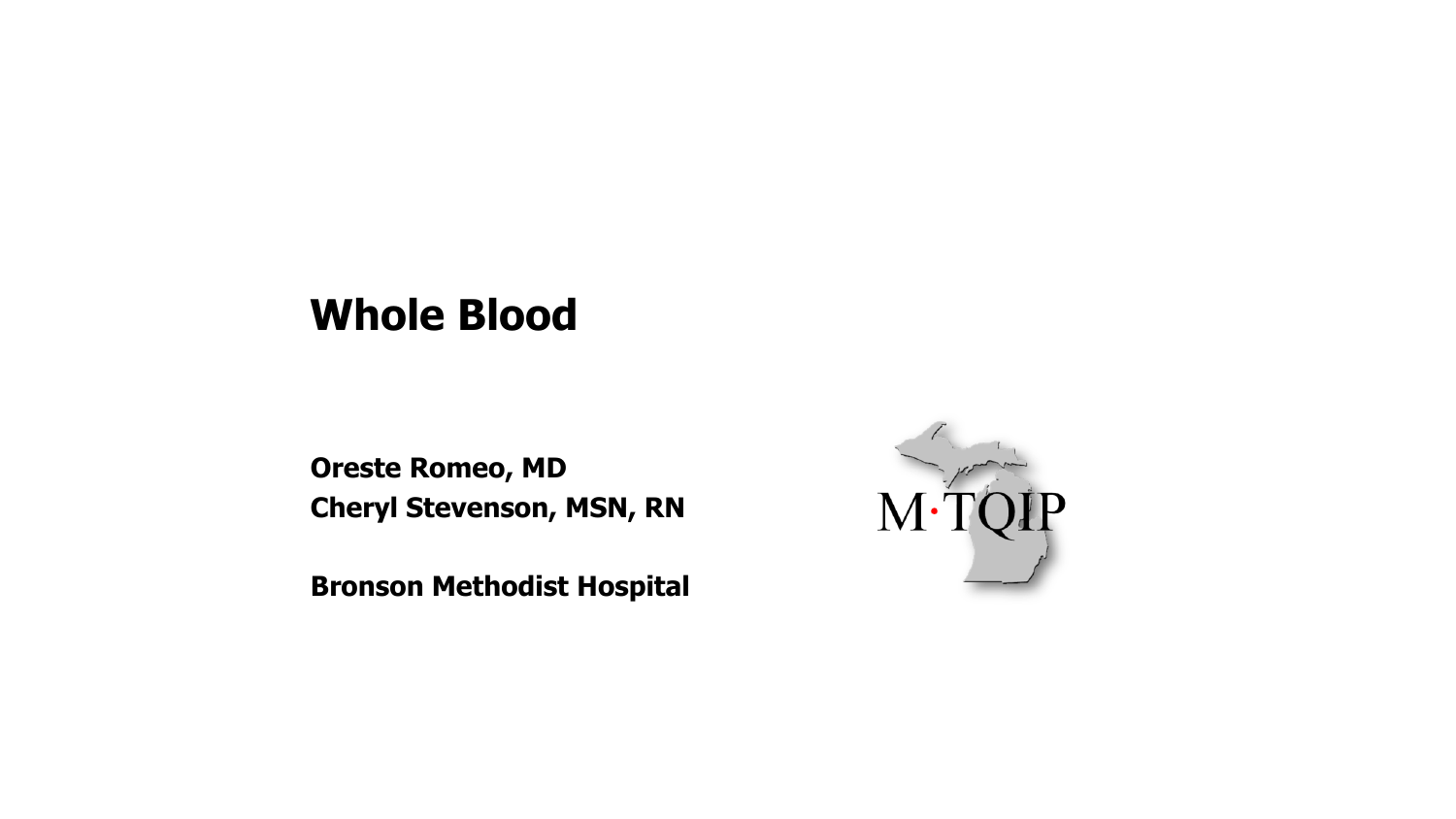# Whole Blood

**Oreste Romeo, MD**
**Cheryl Stevenson, MSN, RN**

**Bronson Methodist Hospital**

M·TQIP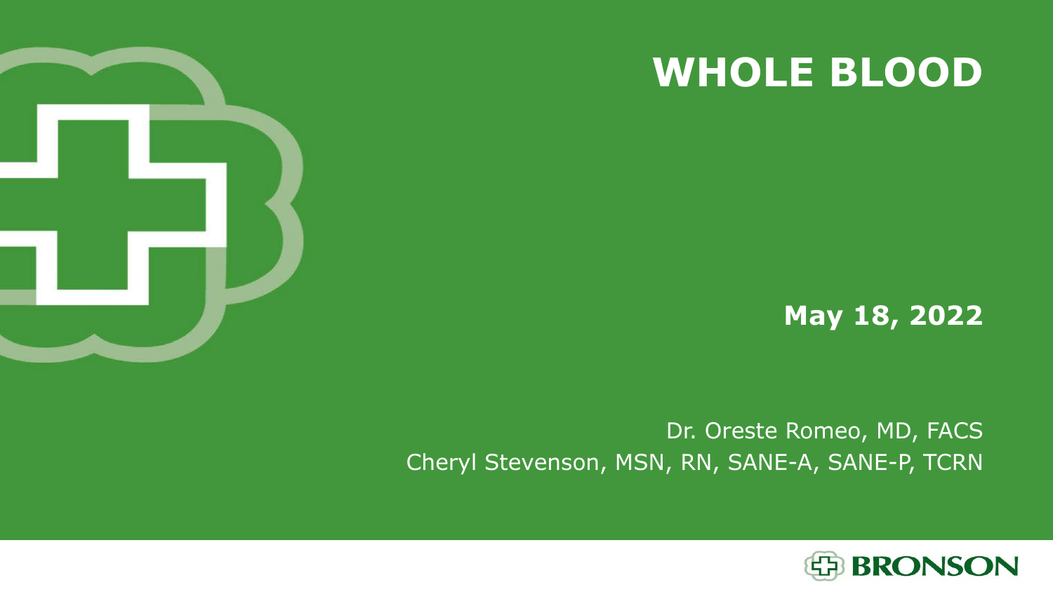# WHOLE BLOOD

**May 18, 2022**

Dr. Oreste Romeo, MD, FACS
Cheryl Stevenson, MSN, RN, SANE-A, SANE-P, TCRN

BRONSON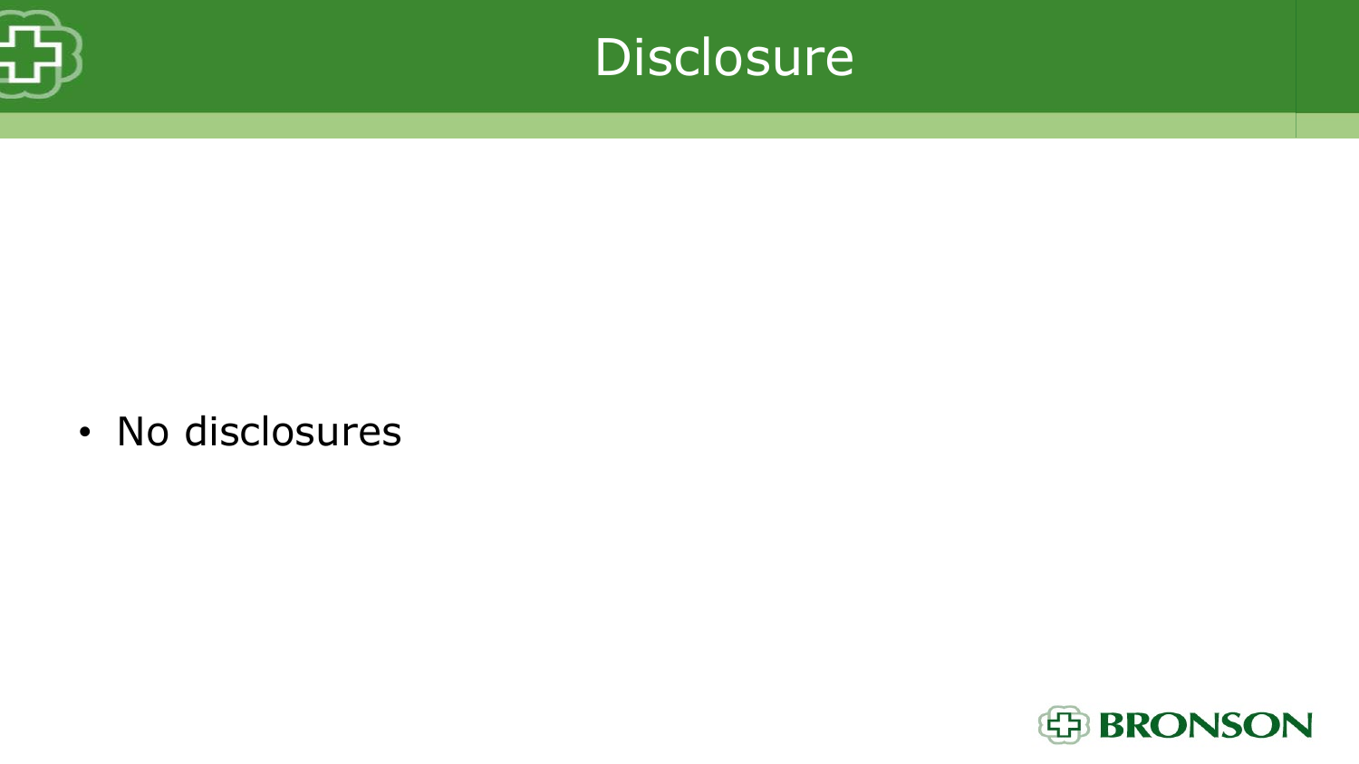# Disclosure

- No disclosures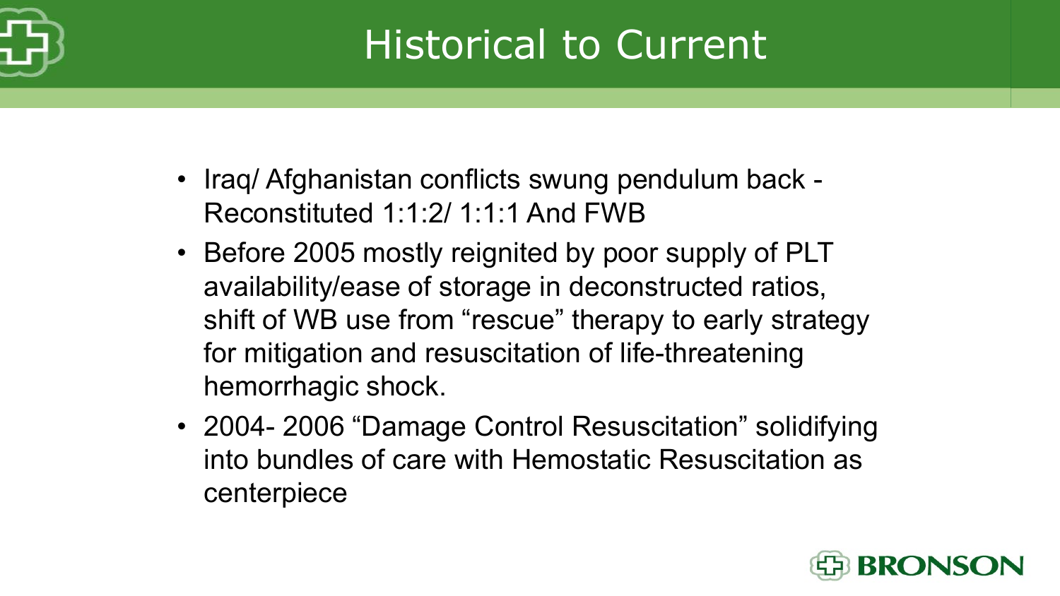# Historical to Current

- Iraq/ Afghanistan conflicts swung pendulum back - Reconstituted 1:1:2/ 1:1:1 And FWB
- Before 2005 mostly reignited by poor supply of PLT availability/ease of storage in deconstructed ratios, shift of WB use from "rescue" therapy to early strategy for mitigation and resuscitation of life-threatening hemorrhagic shock.
- 2004- 2006 "Damage Control Resuscitation" solidifying into bundles of care with Hemostatic Resuscitation as centerpiece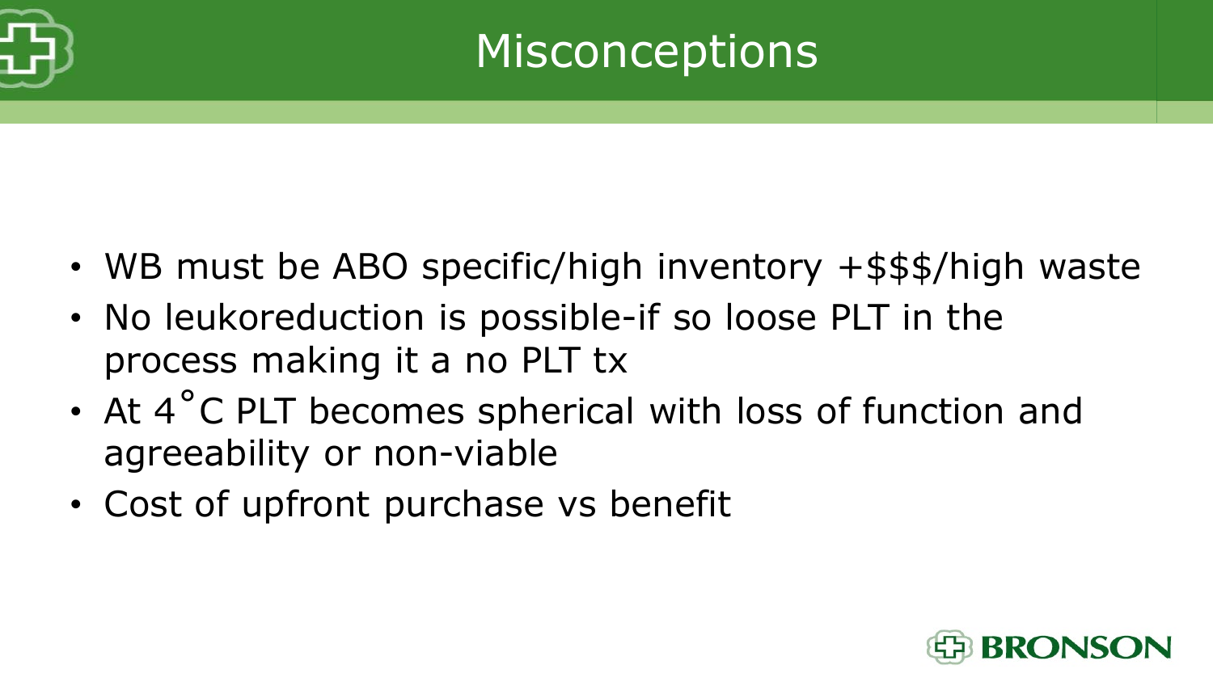# Misconceptions

- WB must be ABO specific/high inventory +$$$/high waste
- No leukoreduction is possible-if so loose PLT in the process making it a no PLT tx
- At 4˚C PLT becomes spherical with loss of function and agreeability or non-viable
- Cost of upfront purchase vs benefit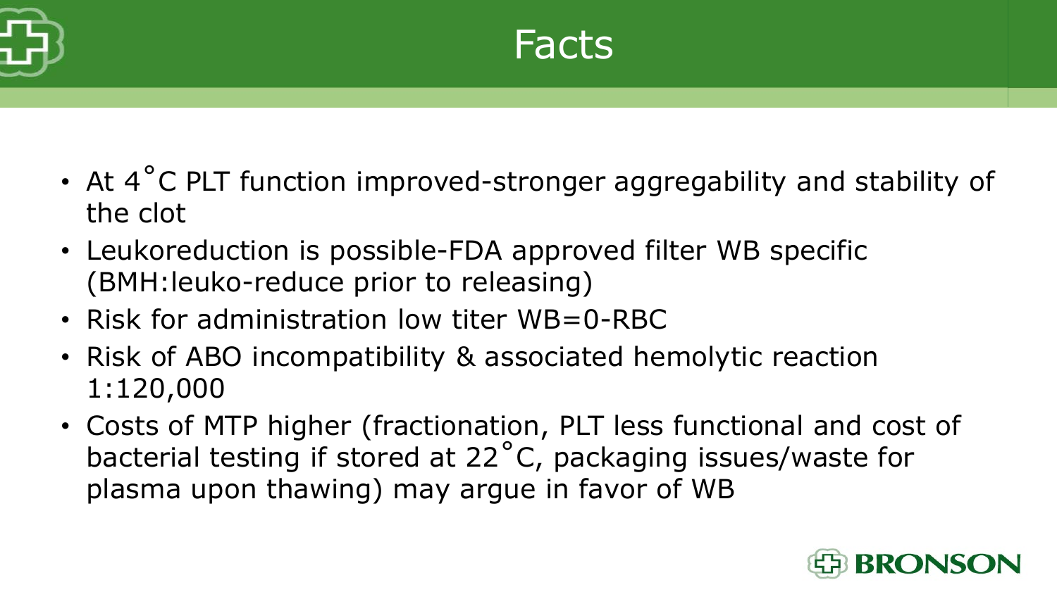# Facts

- At 4˚C PLT function improved-stronger aggregability and stability of the clot
- Leukoreduction is possible-FDA approved filter WB specific (BMH:leuko-reduce prior to releasing)
- Risk for administration low titer WB=0-RBC
- Risk of ABO incompatibility & associated hemolytic reaction 1:120,000
- Costs of MTP higher (fractionation, PLT less functional and cost of bacterial testing if stored at 22˚C, packaging issues/waste for plasma upon thawing) may argue in favor of WB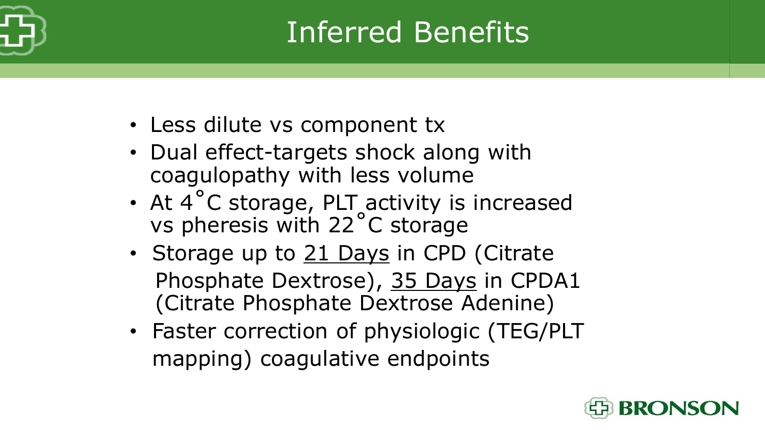# Inferred Benefits

- Less dilute vs component tx
- Dual effect-targets shock along with coagulopathy with less volume
- At 4˚C storage, PLT activity is increased vs pheresis with 22˚C storage
- Storage up to <u>21 Days</u> in CPD (Citrate Phosphate Dextrose), <u>35 Days</u> in CPDA1 (Citrate Phosphate Dextrose Adenine)
- Faster correction of physiologic (TEG/PLT mapping) coagulative endpoints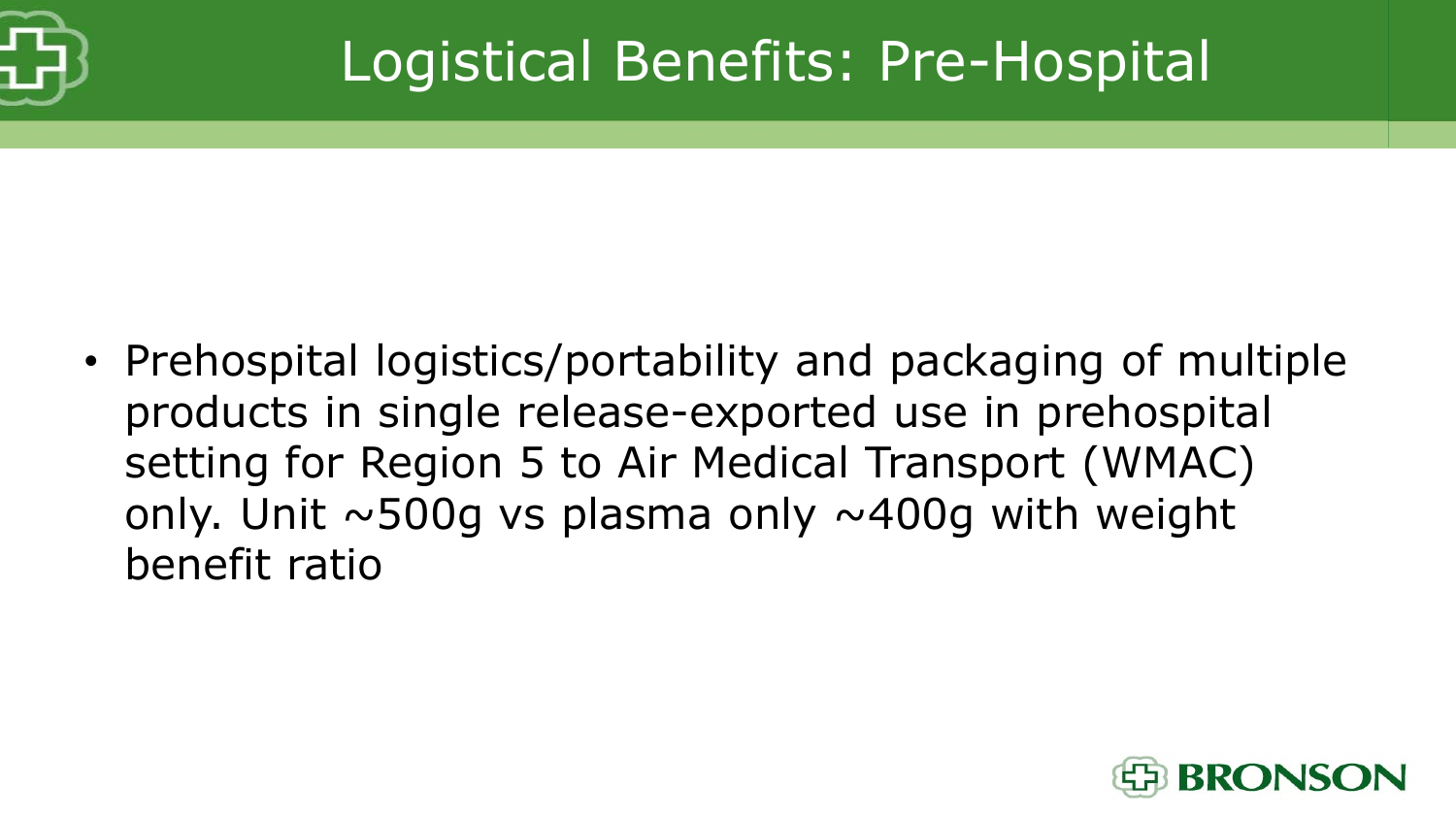# Logistical Benefits: Pre-Hospital

- Prehospital logistics/portability and packaging of multiple products in single release-exported use in prehospital setting for Region 5 to Air Medical Transport (WMAC) only. Unit ~500g vs plasma only ~400g with weight benefit ratio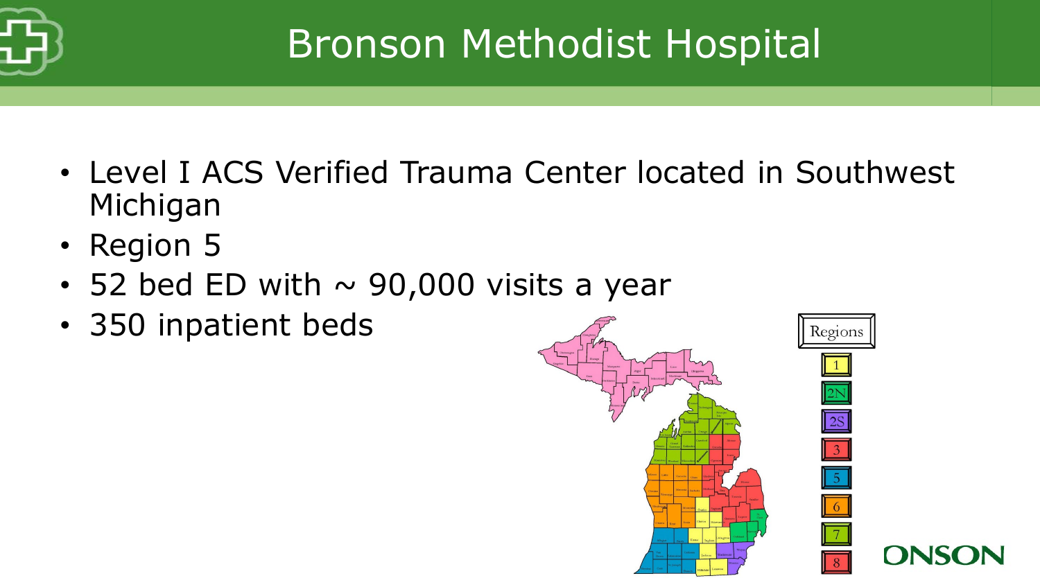# Bronson Methodist Hospital

- Level I ACS Verified Trauma Center located in Southwest Michigan
- Region 5
- 52 bed ED with ~ 90,000 visits a year
- 350 inpatient beds

Regions

1
2N
2S
3
5
6
7
8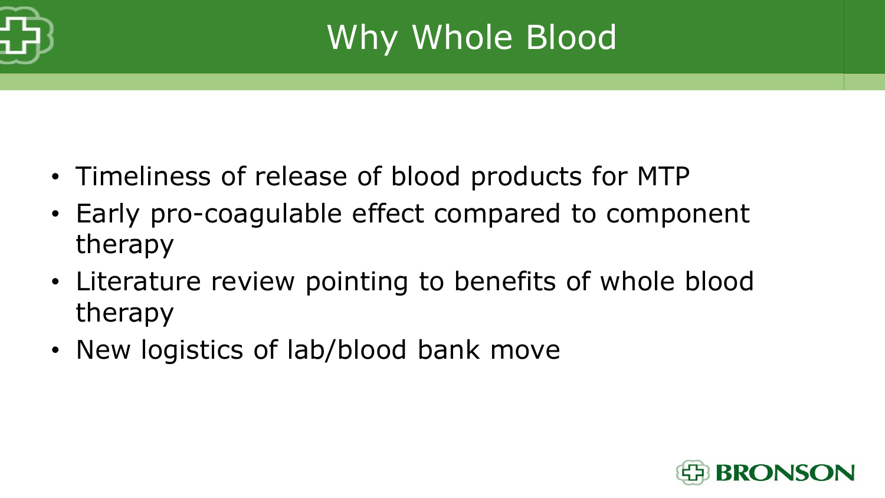# Why Whole Blood

- Timeliness of release of blood products for MTP
- Early pro-coagulable effect compared to component therapy
- Literature review pointing to benefits of whole blood therapy
- New logistics of lab/blood bank move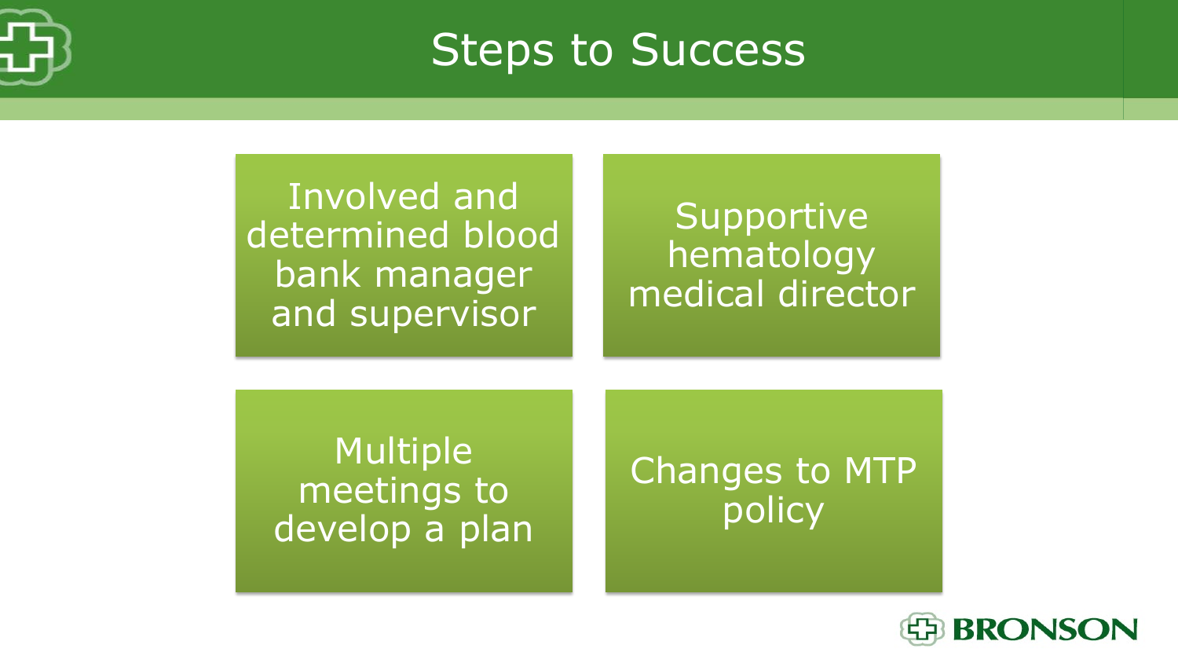# Steps to Success

- Involved and determined blood bank manager and supervisor
- Supportive hematology medical director
- Multiple meetings to develop a plan
- Changes to MTP policy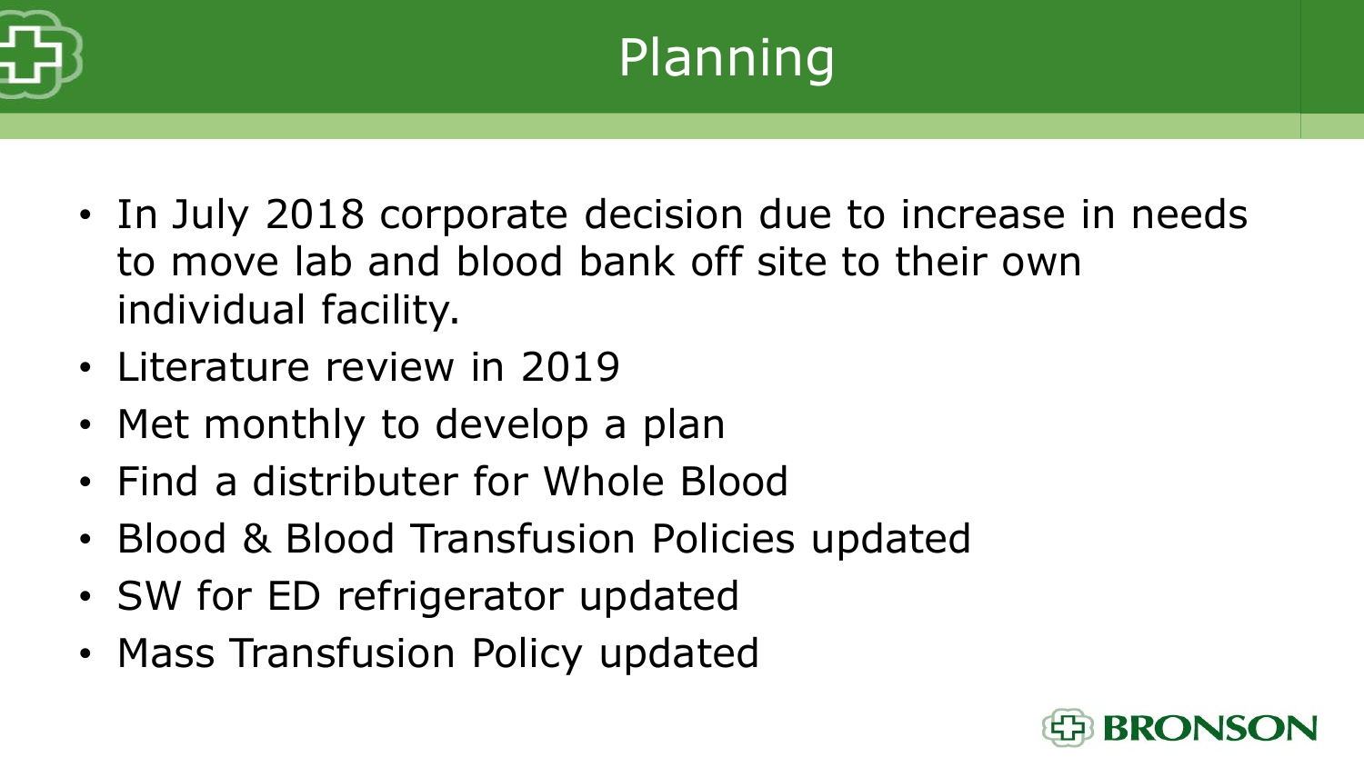# Planning

- In July 2018 corporate decision due to increase in needs to move lab and blood bank off site to their own individual facility.
- Literature review in 2019
- Met monthly to develop a plan
- Find a distributer for Whole Blood
- Blood & Blood Transfusion Policies updated
- SW for ED refrigerator updated
- Mass Transfusion Policy updated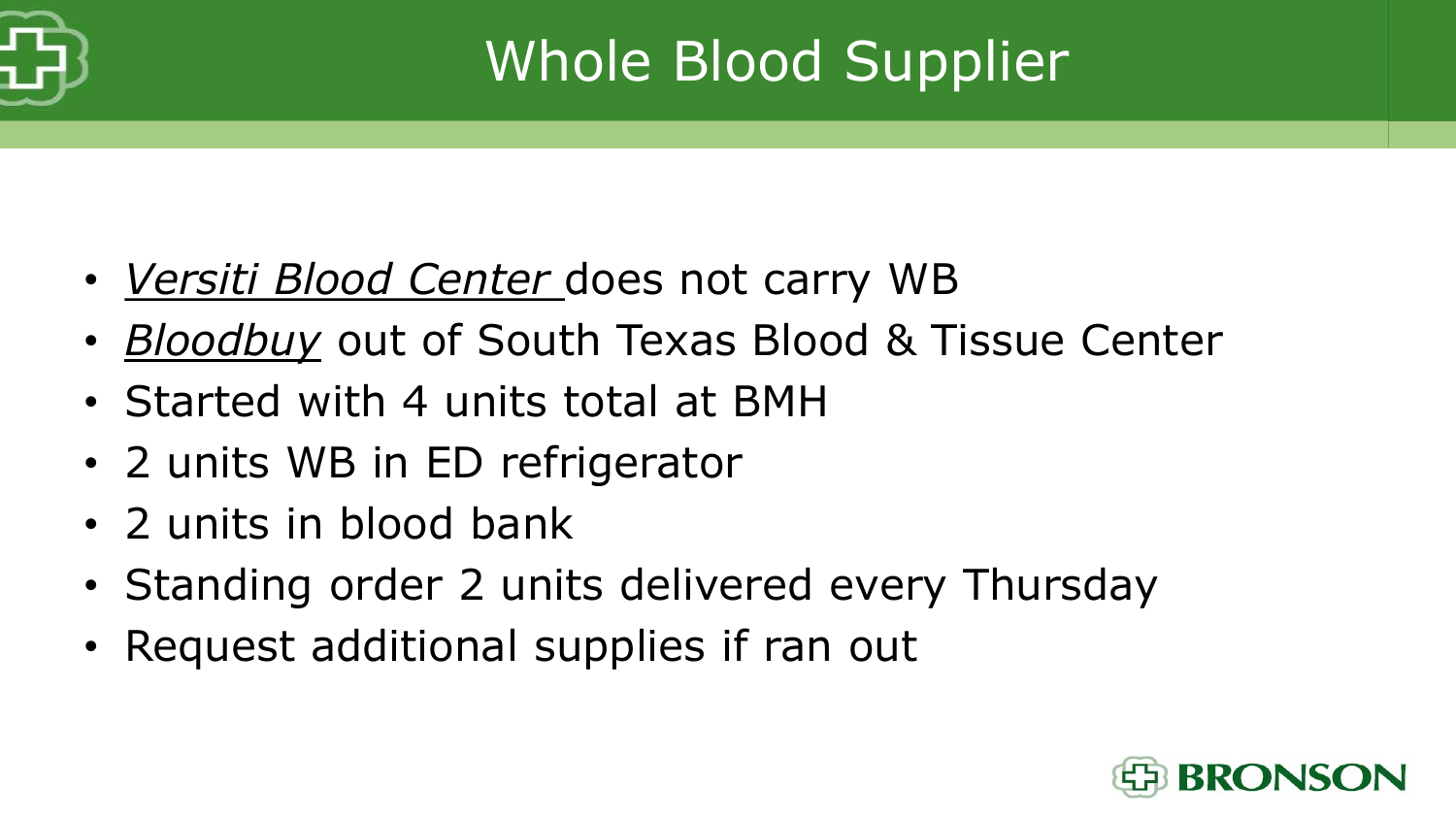# Whole Blood Supplier

- *Versiti Blood Center* does not carry WB
- *Bloodbuy* out of South Texas Blood & Tissue Center
- Started with 4 units total at BMH
- 2 units WB in ED refrigerator
- 2 units in blood bank
- Standing order 2 units delivered every Thursday
- Request additional supplies if ran out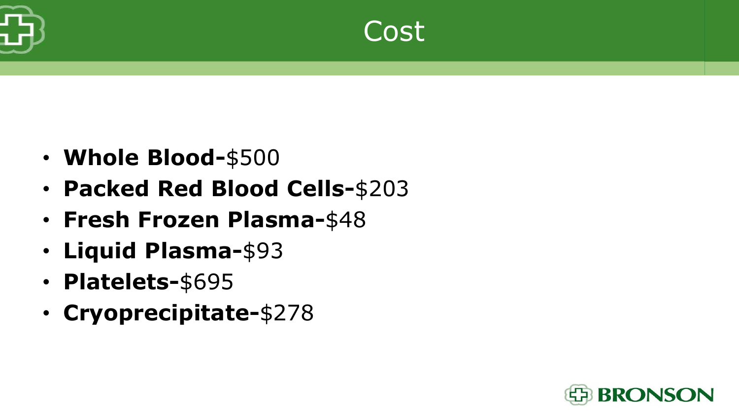# Cost

- **Whole Blood-**$500
- **Packed Red Blood Cells-**$203
- **Fresh Frozen Plasma-**$48
- **Liquid Plasma-**$93
- **Platelets-**$695
- **Cryoprecipitate-**$278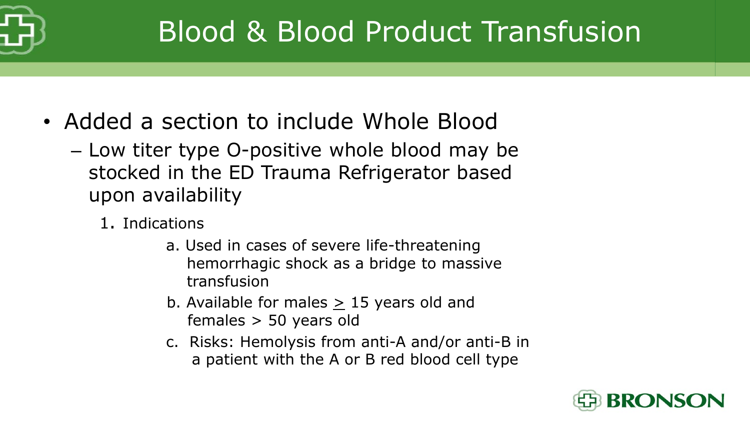# Blood & Blood Product Transfusion

- Added a section to include Whole Blood
  - Low titer type O-positive whole blood may be stocked in the ED Trauma Refrigerator based upon availability
    1. Indications
       a. Used in cases of severe life-threatening hemorrhagic shock as a bridge to massive transfusion
       b. Available for males $\geq$ 15 years old and females > 50 years old
       c. Risks: Hemolysis from anti-A and/or anti-B in a patient with the A or B red blood cell type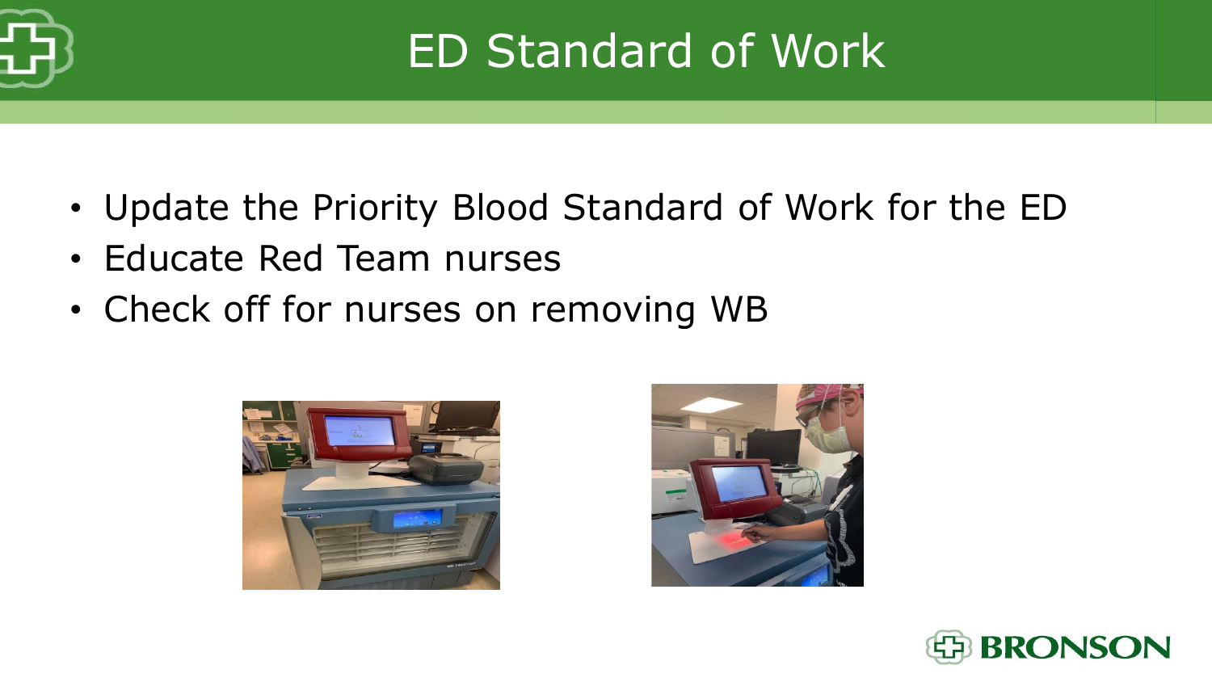# ED Standard of Work

- Update the Priority Blood Standard of Work for the ED
- Educate Red Team nurses
- Check off for nurses on removing WB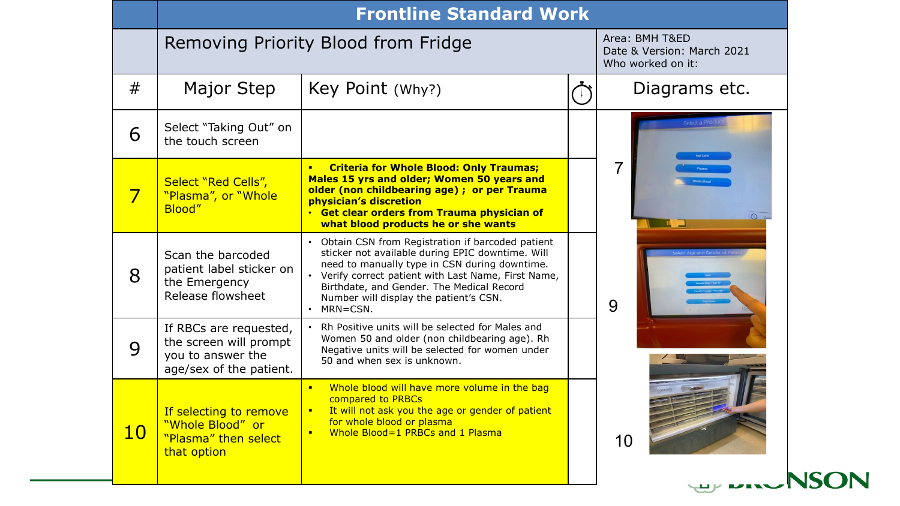# Frontline Standard Work

## Removing Priority Blood from Fridge

Area: BMH T&ED
Date & Version: March 2021
Who worked on it:

| # | Major Step | Key Point (Why?) | ⏱ |
|---|---|---|---|
| 6 | Select "Taking Out" on the touch screen | | |
| 7 | Select "Red Cells", "Plasma", or "Whole Blood" | ▪ **Criteria for Whole Blood: Only Traumas; Males 15 yrs and older; Women 50 years and older (non childbearing age) ; or per Trauma physician's discretion**<br>• **Get clear orders from Trauma physician of what blood products he or she wants** | |
| 8 | Scan the barcoded patient label sticker on the Emergency Release flowsheet | • Obtain CSN from Registration if barcoded patient sticker not available during EPIC downtime. Will need to manually type in CSN during downtime.<br>• Verify correct patient with Last Name, First Name, Birthdate, and Gender. The Medical Record Number will display the patient's CSN.<br>• MRN=CSN. | |
| 9 | If RBCs are requested, the screen will prompt you to answer the age/sex of the patient. | • Rh Positive units will be selected for Males and Women 50 and older (non childbearing age). Rh Negative units will be selected for women under 50 and when sex is unknown. | |
| 10 | If selecting to remove "Whole Blood" or "Plasma" then select that option | ▪ Whole blood will have more volume in the bag compared to PRBCs<br>▪ It will not ask you the age or gender of patient for whole blood or plasma<br>▪ Whole Blood=1 PRBCs and 1 Plasma | |

Diagrams etc.

7

9

10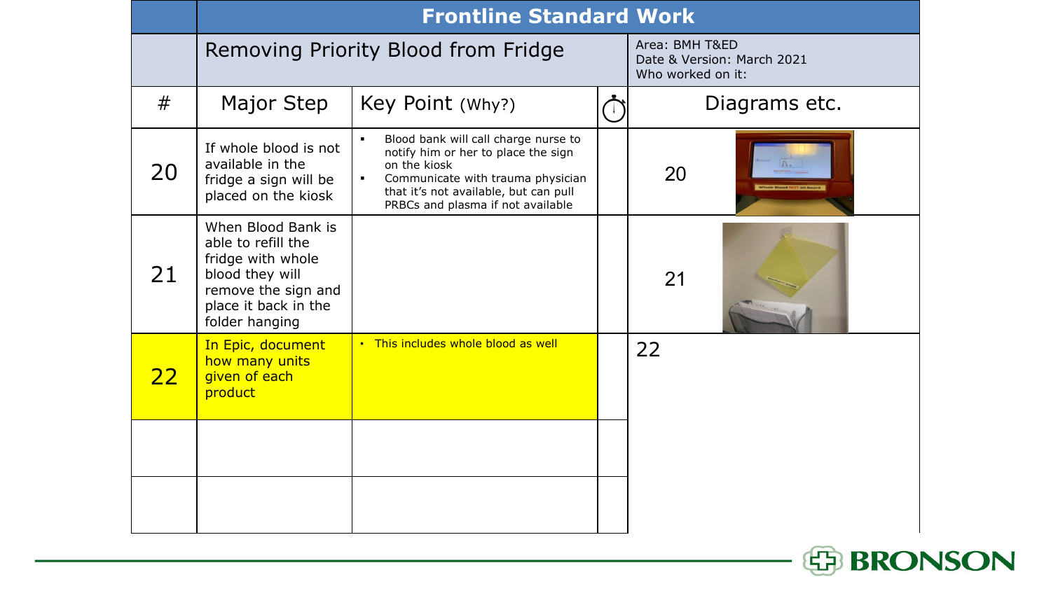# Frontline Standard Work

## Removing Priority Blood from Fridge

Area: BMH T&ED
Date & Version: March 2021
Who worked on it:

| # | Major Step | Key Point (Why?) | ⏱ | Diagrams etc. |
|---|---|---|---|---|
| 20 | If whole blood is not available in the fridge a sign will be placed on the kiosk | ▪ Blood bank will call charge nurse to notify him or her to place the sign on the kiosk<br>▪ Communicate with trauma physician that it's not available, but can pull PRBCs and plasma if not available | | 20 |
| 21 | When Blood Bank is able to refill the fridge with whole blood they will remove the sign and place it back in the folder hanging | | | 21 |
| 22 | In Epic, document how many units given of each product | • This includes whole blood as well | | 22 |
| | | | | |
| | | | | |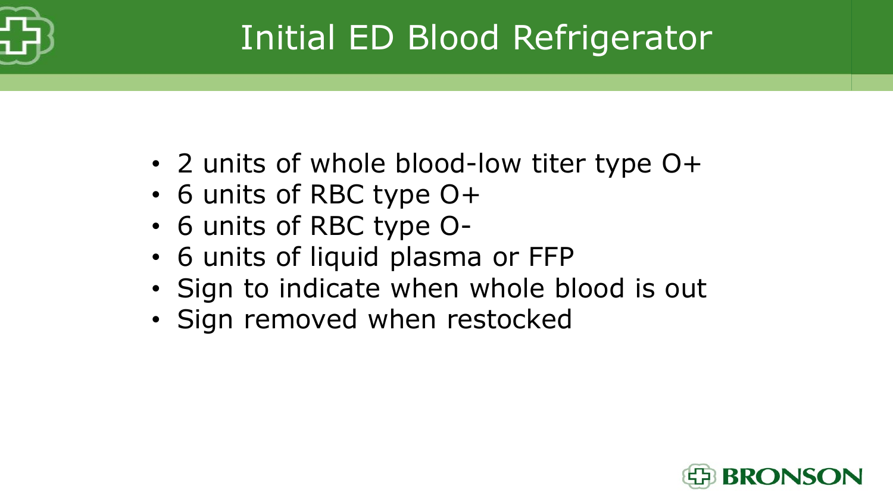# Initial ED Blood Refrigerator

- 2 units of whole blood-low titer type O+
- 6 units of RBC type O+
- 6 units of RBC type O-
- 6 units of liquid plasma or FFP
- Sign to indicate when whole blood is out
- Sign removed when restocked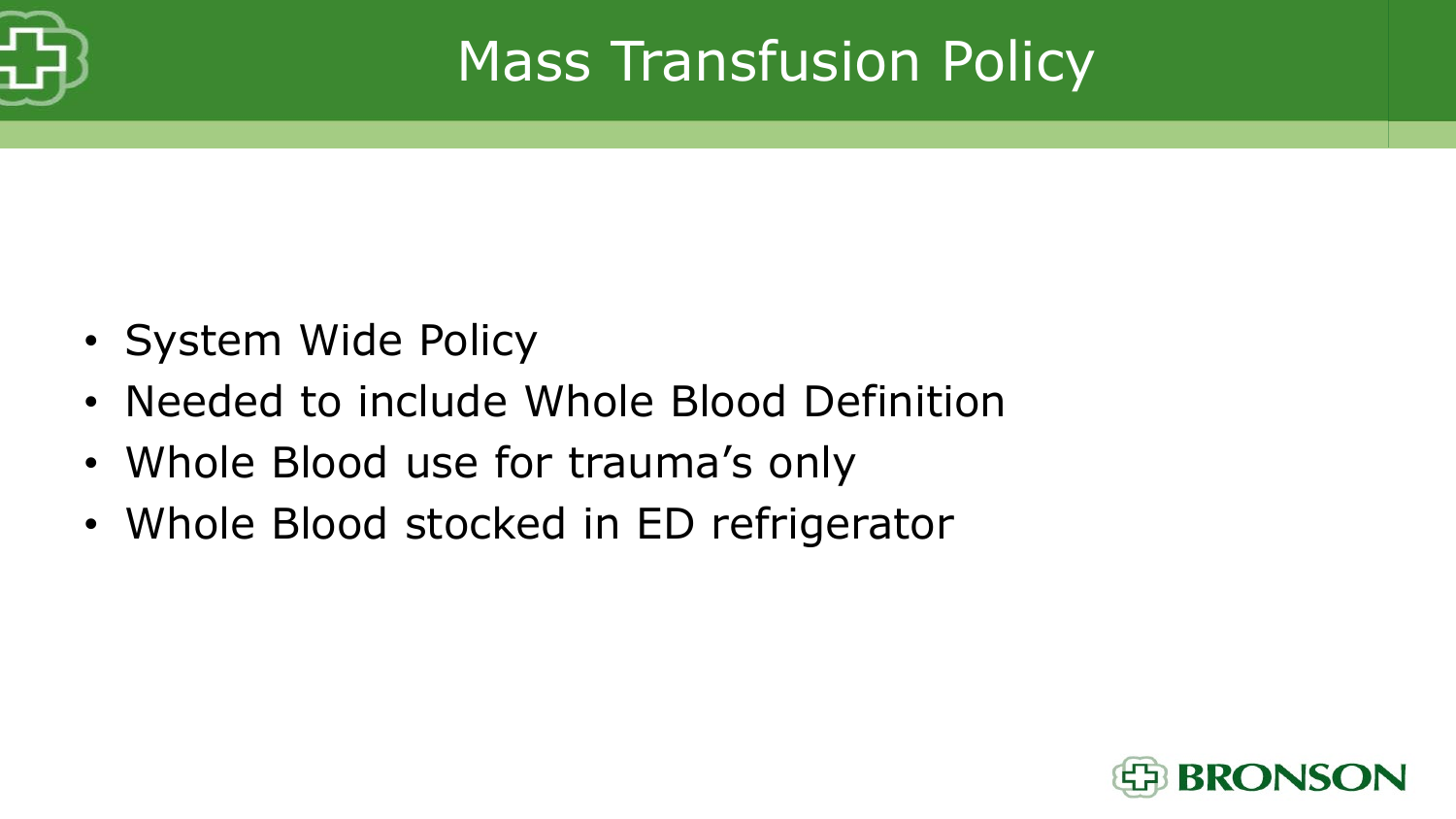# Mass Transfusion Policy

- System Wide Policy
- Needed to include Whole Blood Definition
- Whole Blood use for trauma's only
- Whole Blood stocked in ED refrigerator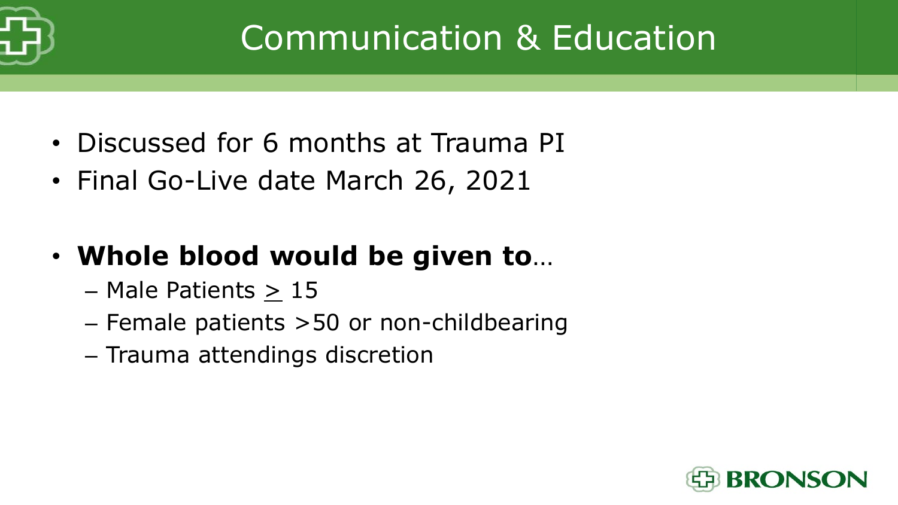# Communication & Education

- Discussed for 6 months at Trauma PI
- Final Go-Live date March 26, 2021

- **Whole blood would be given to**…
  - Male Patients $\geq$ 15
  - Female patients >50 or non-childbearing
  - Trauma attendings discretion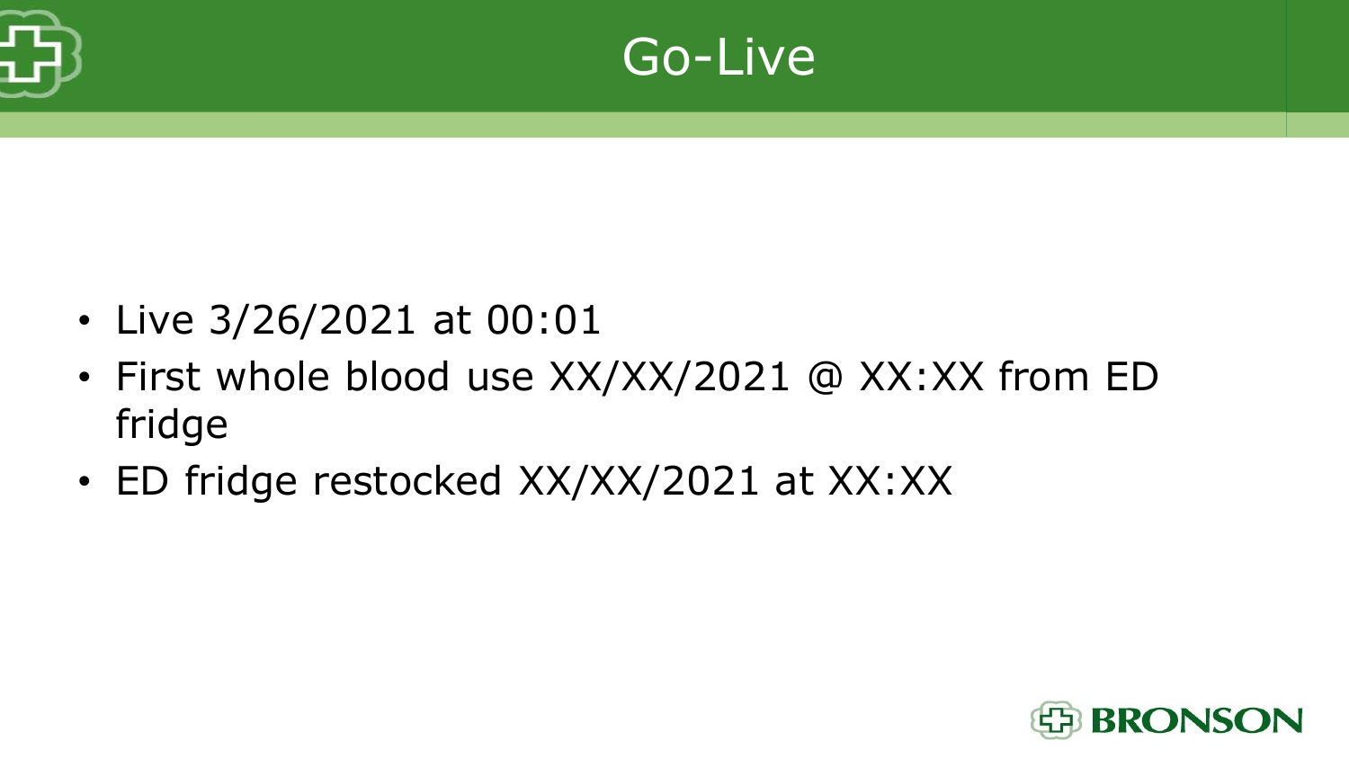# Go-Live

- Live 3/26/2021 at 00:01
- First whole blood use XX/XX/2021 @ XX:XX from ED fridge
- ED fridge restocked XX/XX/2021 at XX:XX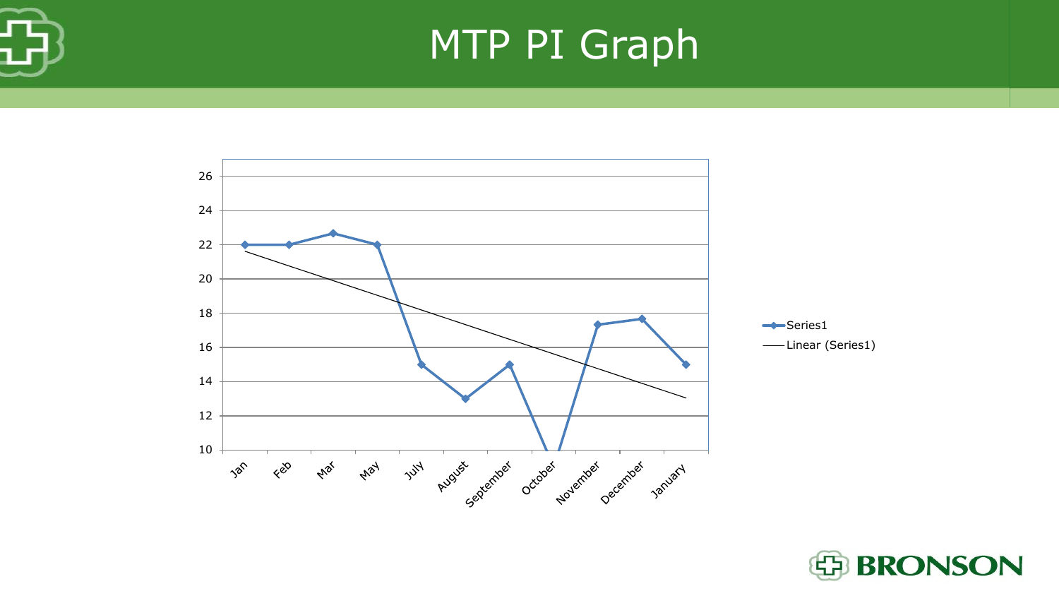# MTP PI Graph

| Month | Series1 |
| --- | --- |
| Jan | 22 |
| Feb | 22 |
| Mar | 22.7 |
| May | 22 |
| July | 15 |
| August | 13 |
| September | 15 |
| October | <10 |
| November | 17.3 |
| December | 17.7 |
| January | 15 |

Legend: Series1; Linear (Series1)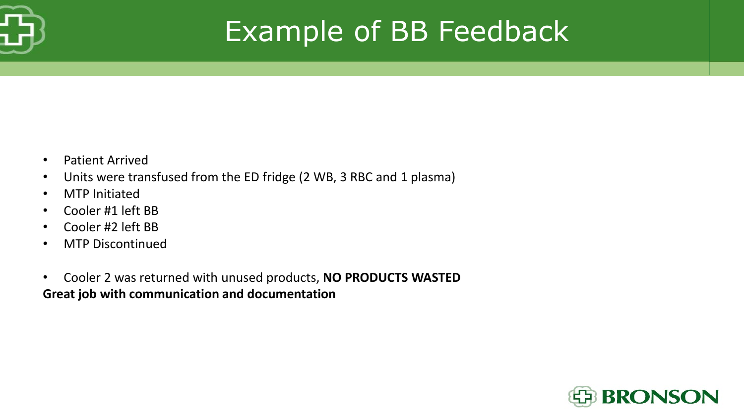# Example of BB Feedback

- Patient Arrived
- Units were transfused from the ED fridge (2 WB, 3 RBC and 1 plasma)
- MTP Initiated
- Cooler #1 left BB
- Cooler #2 left BB
- MTP Discontinued

- Cooler 2 was returned with unused products, **NO PRODUCTS WASTED**

**Great job with communication and documentation**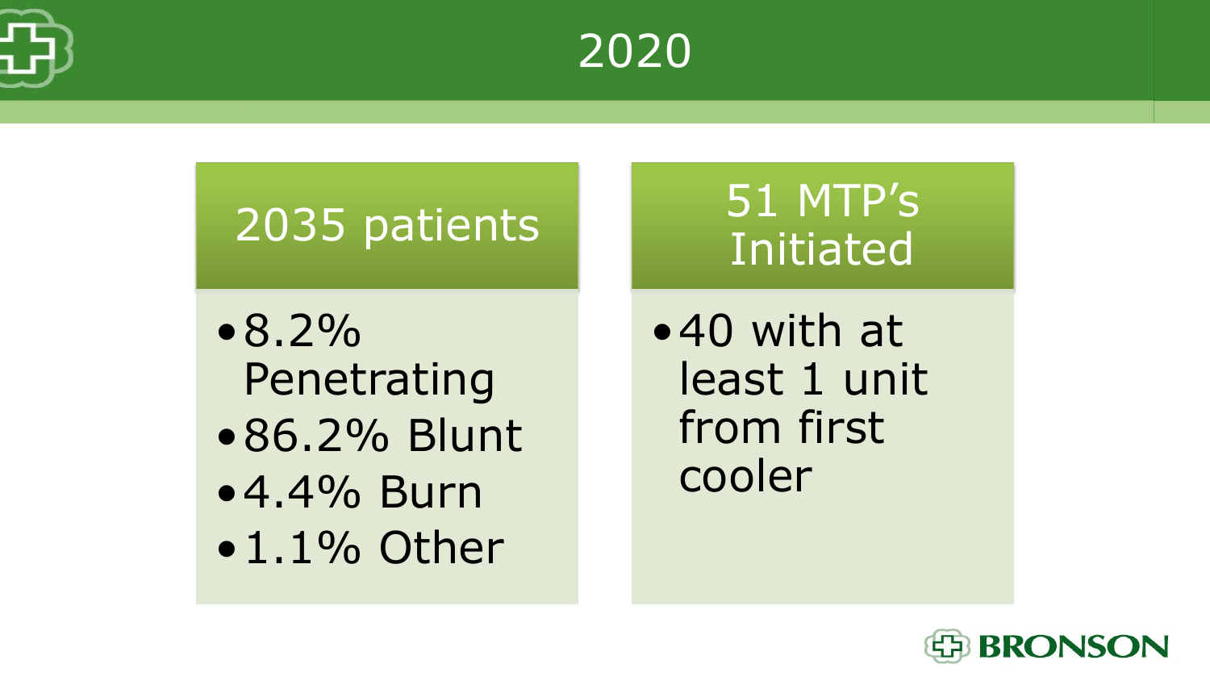# 2020

## 2035 patients

- 8.2% Penetrating
- 86.2% Blunt
- 4.4% Burn
- 1.1% Other

## 51 MTP's Initiated

- 40 with at least 1 unit from first cooler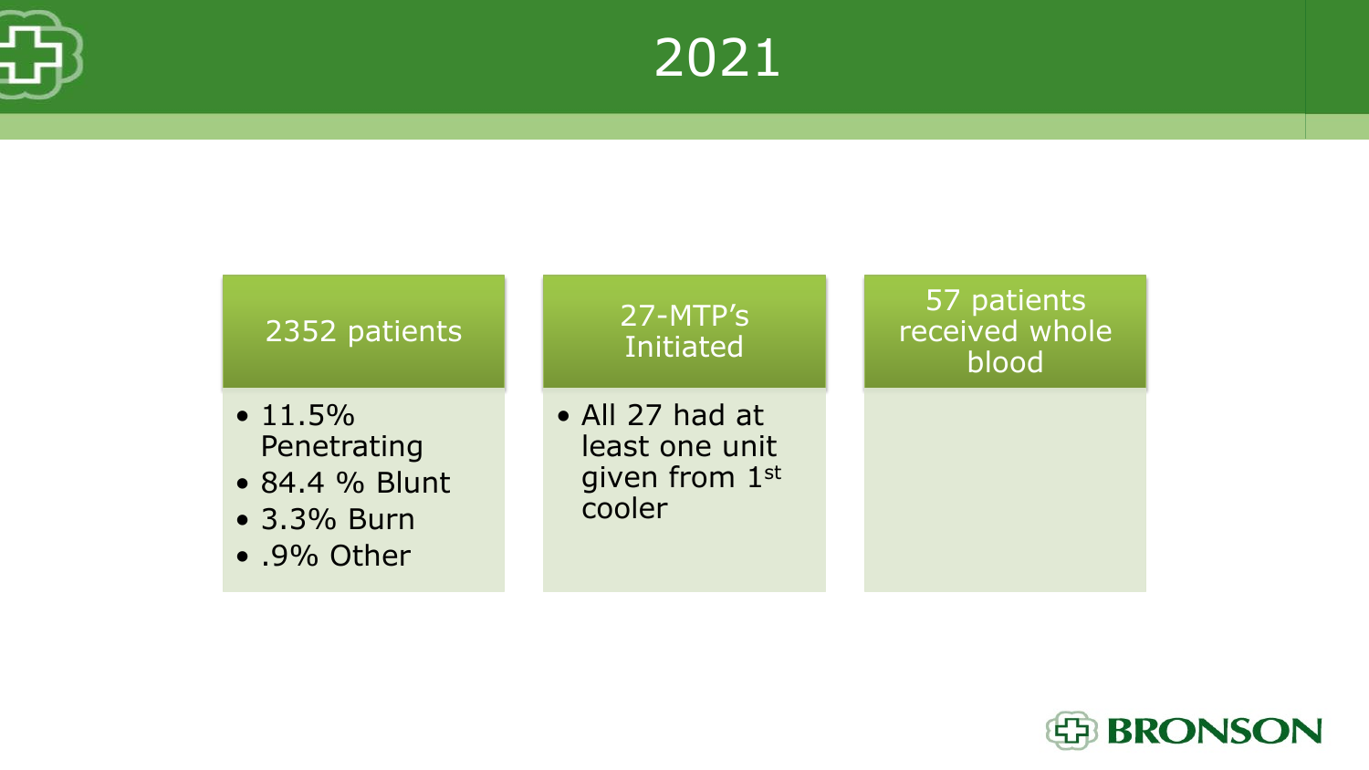# 2021

### 2352 patients

- 11.5% Penetrating
- 84.4 % Blunt
- 3.3% Burn
- .9% Other

### 27-MTP's Initiated

- All 27 had at least one unit given from 1st cooler

### 57 patients received whole blood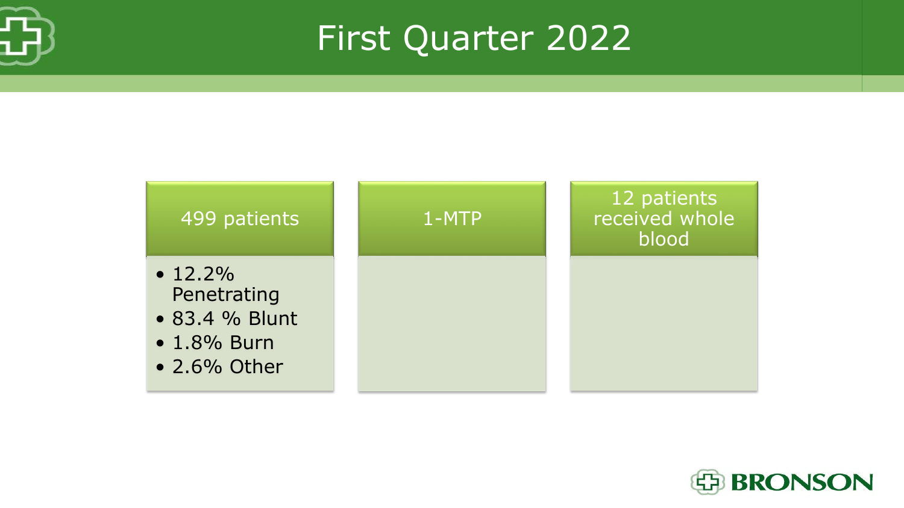# First Quarter 2022

## 499 patients

- 12.2% Penetrating
- 83.4 % Blunt
- 1.8% Burn
- 2.6% Other

## 1-MTP

## 12 patients received whole blood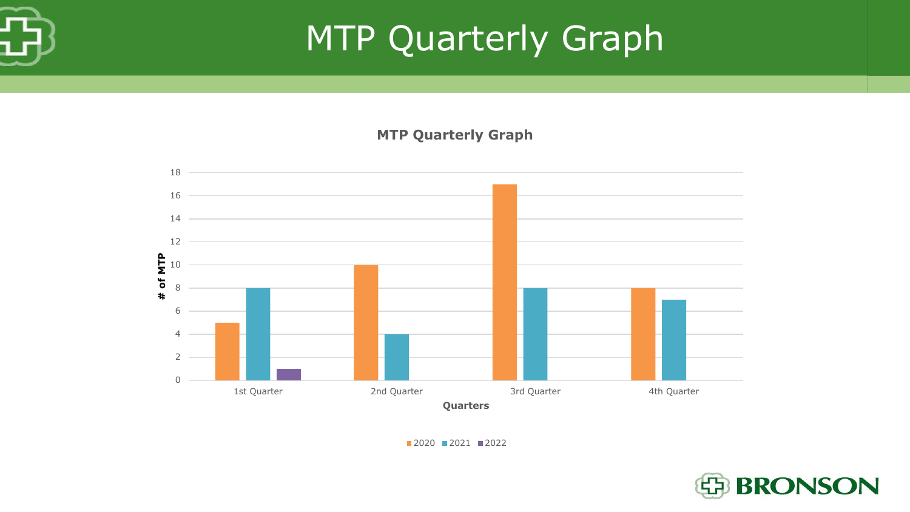# MTP Quarterly Graph

**MTP Quarterly Graph**

| Quarters | 2020 | 2021 | 2022 |
|---|---|---|---|
| 1st Quarter | 5 | 8 | 1 |
| 2nd Quarter | 10 | 4 | |
| 3rd Quarter | 17 | 8 | |
| 4th Quarter | 8 | 7 | |

Y-axis: # of MTP
X-axis: Quarters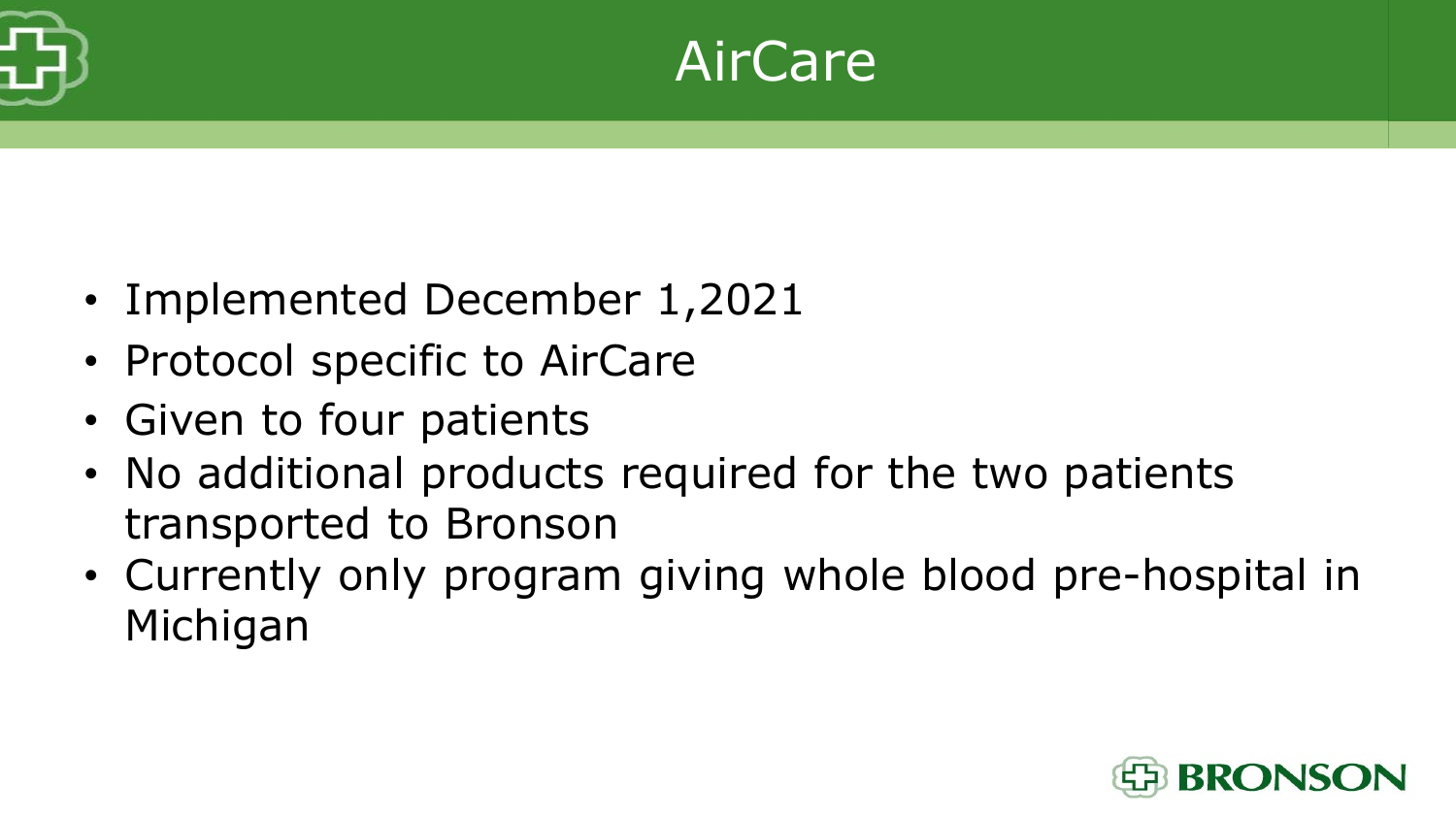# AirCare

- Implemented December 1,2021
- Protocol specific to AirCare
- Given to four patients
- No additional products required for the two patients transported to Bronson
- Currently only program giving whole blood pre-hospital in Michigan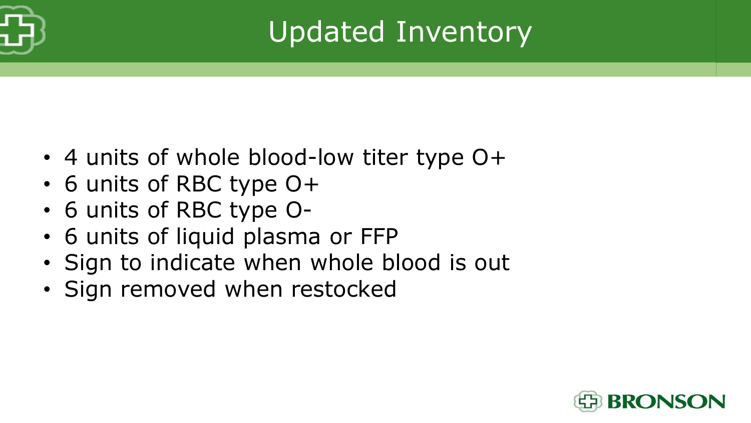# Updated Inventory

- 4 units of whole blood-low titer type O+
- 6 units of RBC type O+
- 6 units of RBC type O-
- 6 units of liquid plasma or FFP
- Sign to indicate when whole blood is out
- Sign removed when restocked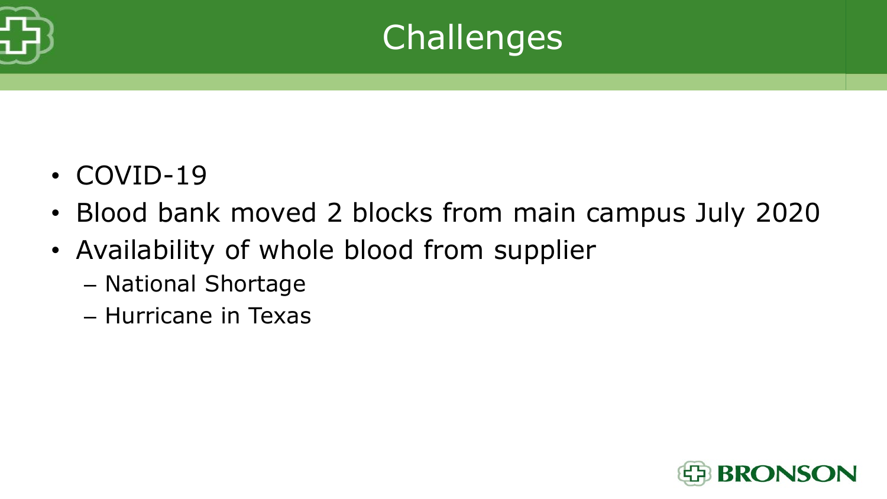# Challenges

- COVID-19
- Blood bank moved 2 blocks from main campus July 2020
- Availability of whole blood from supplier
  - National Shortage
  - Hurricane in Texas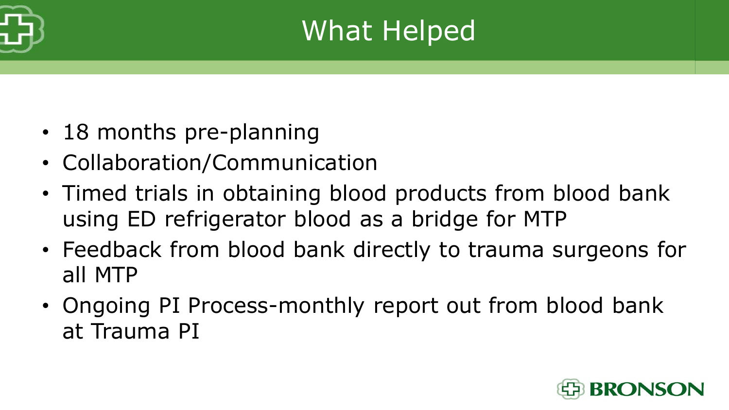# What Helped

- 18 months pre-planning
- Collaboration/Communication
- Timed trials in obtaining blood products from blood bank using ED refrigerator blood as a bridge for MTP
- Feedback from blood bank directly to trauma surgeons for all MTP
- Ongoing PI Process-monthly report out from blood bank at Trauma PI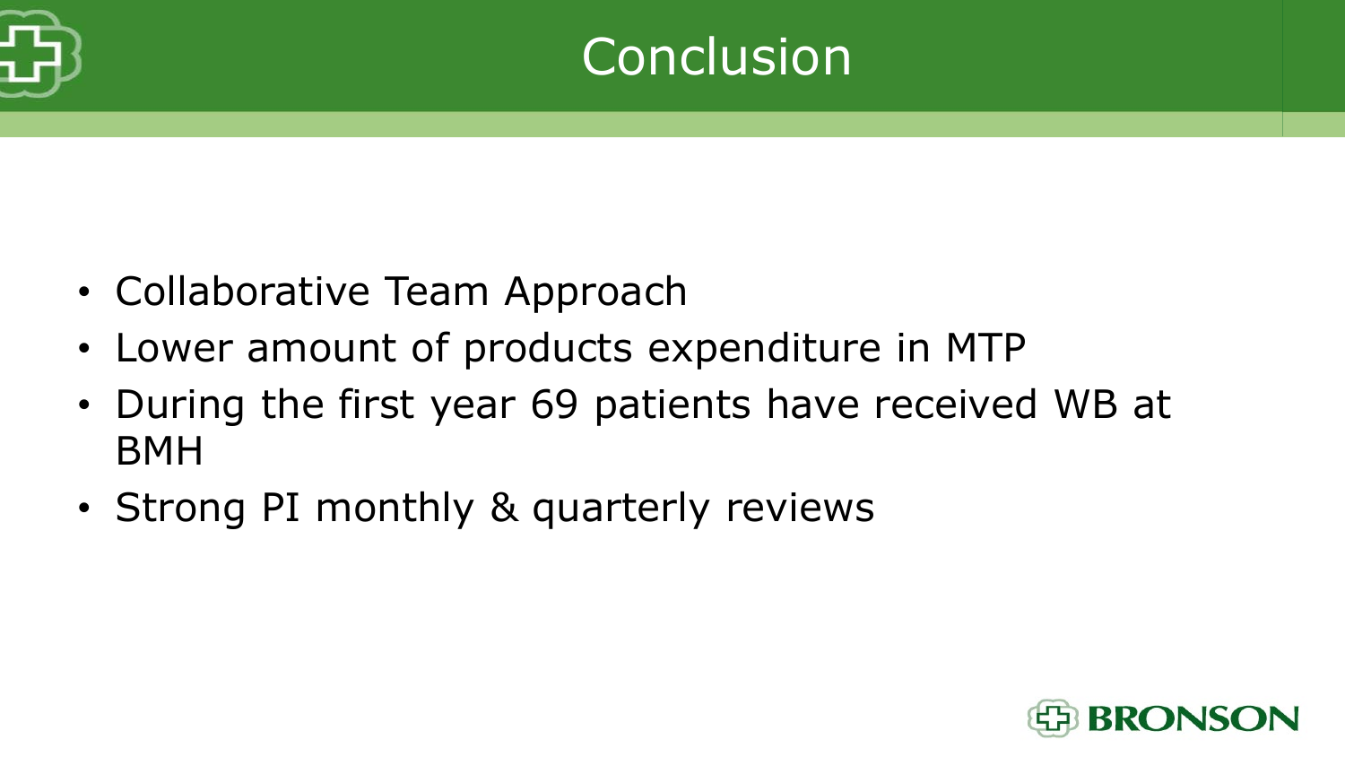# Conclusion

- Collaborative Team Approach
- Lower amount of products expenditure in MTP
- During the first year 69 patients have received WB at BMH
- Strong PI monthly & quarterly reviews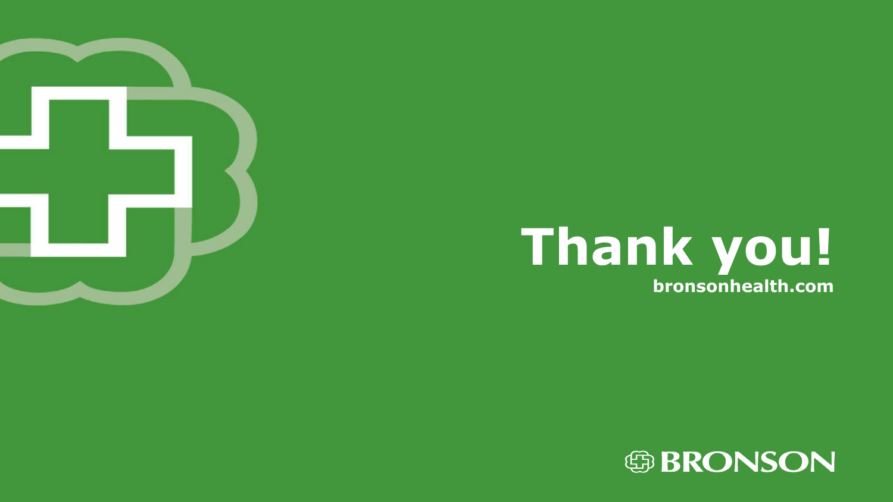# Thank you!

**bronsonhealth.com**

BRONSON